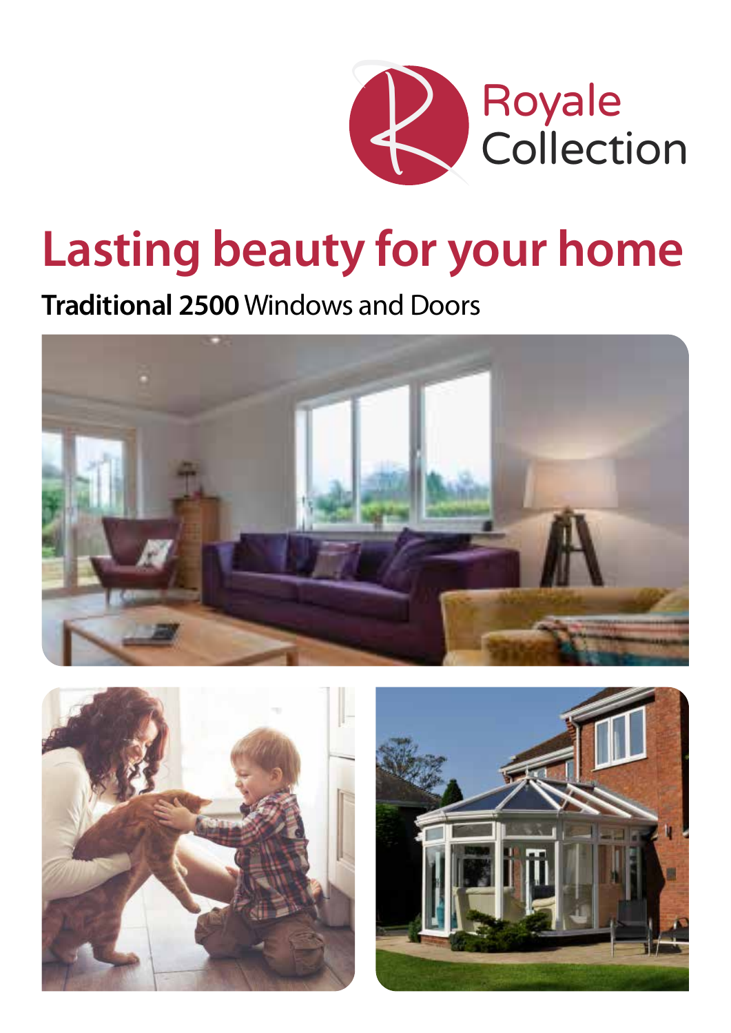Royale Collection

# Lasting beauty for your home

**Traditional 2500** Windows and Doors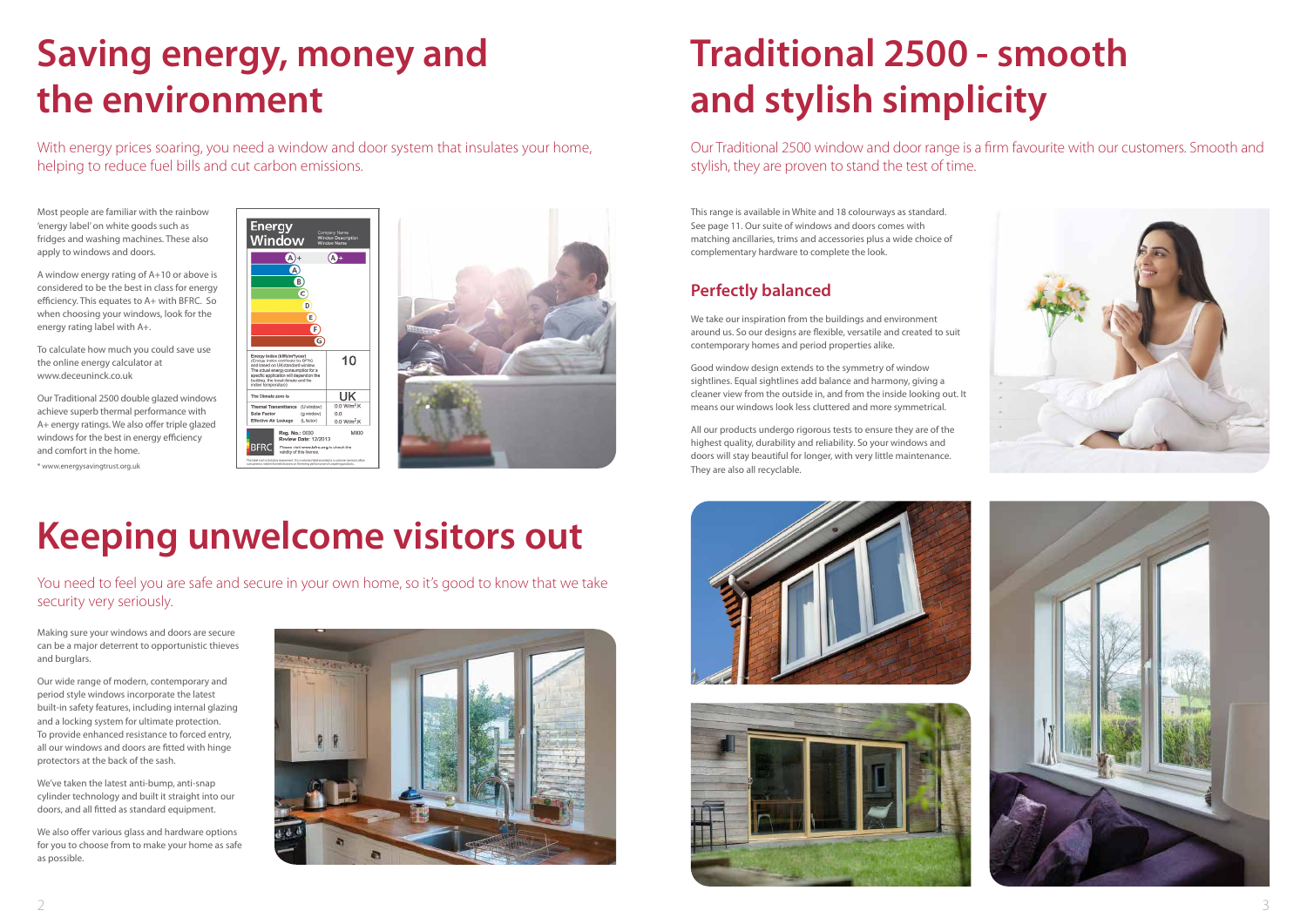# Saving energy, money and the environment

With energy prices soaring, you need a window and door system that insulates your home, helping to reduce fuel bills and cut carbon emissions.

Most people are familiar with the rainbow 'energy label' on white goods such as fridges and washing machines. These also apply to windows and doors.

A window energy rating of A+10 or above is considered to be the best in class for energy efficiency. This equates to A+ with BFRC. So when choosing your windows, look for the energy rating label with A+.

To calculate how much you could save use the online energy calculator at www.deceuninck.co.uk

Our Traditional 2500 double glazed windows achieve superb thermal performance with A+ energy ratings. We also offer triple glazed windows for the best in energy efficiency and comfort in the home.

\* www.energysavingtrust.org.uk

# Keeping unwelcome visitors out

You need to feel you are safe and secure in your own home, so it's good to know that we take security very seriously.

Making sure your windows and doors are secure can be a major deterrent to opportunistic thieves and burglars.

Our wide range of modern, contemporary and period style windows incorporate the latest built-in safety features, including internal glazing and a locking system for ultimate protection. To provide enhanced resistance to forced entry, all our windows and doors are fitted with hinge protectors at the back of the sash.

We've taken the latest anti-bump, anti-snap cylinder technology and built it straight into our doors, and all fitted as standard equipment.

We also offer various glass and hardware options for you to choose from to make your home as safe as possible.

# Traditional 2500 - smooth and stylish simplicity

Our Traditional 2500 window and door range is a firm favourite with our customers. Smooth and stylish, they are proven to stand the test of time.

This range is available in White and 18 colourways as standard. See page 11. Our suite of windows and doors comes with matching ancillaries, trims and accessories plus a wide choice of complementary hardware to complete the look.

## Perfectly balanced

We take our inspiration from the buildings and environment around us. So our designs are flexible, versatile and created to suit contemporary homes and period properties alike.

Good window design extends to the symmetry of window sightlines. Equal sightlines add balance and harmony, giving a cleaner view from the outside in, and from the inside looking out. It means our windows look less cluttered and more symmetrical.

All our products undergo rigorous tests to ensure they are of the highest quality, durability and reliability. So your windows and doors will stay beautiful for longer, with very little maintenance. They are also all recyclable.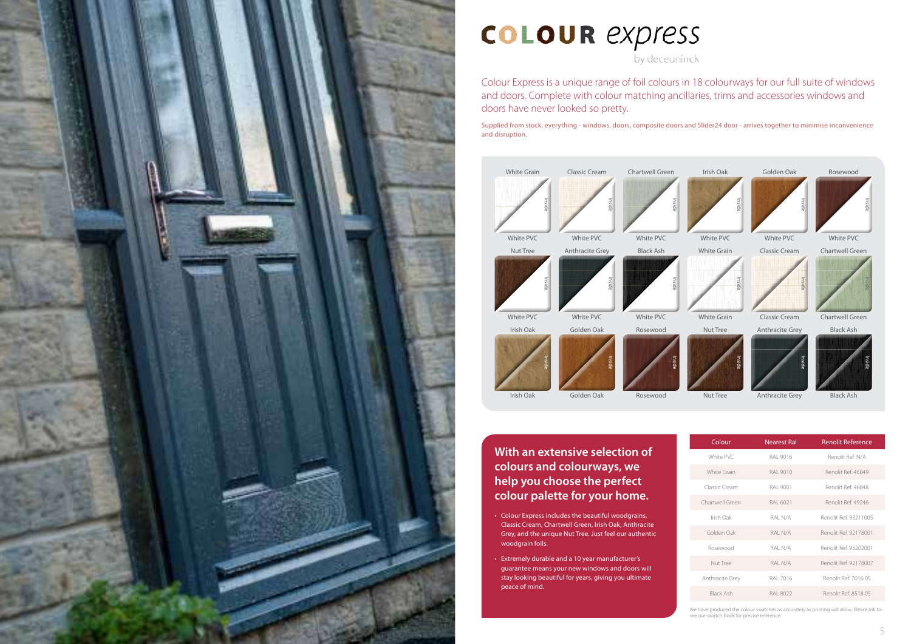# COLOUR express

by deceuninck

Colour Express is a unique range of foil colours in 18 colourways for our full suite of windows and doors. Complete with colour matching ancillaries, trims and accessories windows and doors have never looked so pretty.

Supplied from stock, everything - windows, doors, composite doors and Slider24 door - arrives together to minimise inconvenience and disruption.

| White Grain | Classic Cream | Chartwell Green | Irish Oak | Golden Oak | Rosewood |
|---|---|---|---|---|---|
| White PVC | White PVC | White PVC | White PVC | White PVC | White PVC |
| **Nut Tree** | **Anthracite Grey** | **Black Ash** | **White Grain** | **Classic Cream** | **Chartwell Green** |
| White PVC | White PVC | White PVC | White Grain | Classic Cream | Chartwell Green |
| **Irish Oak** | **Golden Oak** | **Rosewood** | **Nut Tree** | **Anthracite Grey** | **Black Ash** |
| Irish Oak | Golden Oak | Rosewood | Nut Tree | Anthracite Grey | Black Ash |

## With an extensive selection of colours and colourways, we help you choose the perfect colour palette for your home.

- Colour Express includes the beautiful woodgrains, Classic Cream, Chartwell Green, Irish Oak, Anthracite Grey, and the unique Nut Tree. Just feel our authentic woodgrain foils.
- Extremely durable and a 10 year manufacturer's guarantee means your new windows and doors will stay looking beautiful for years, giving you ultimate peace of mind.

| Colour | Nearest Ral | Renolit Reference |
|---|---|---|
| White PVC | RAL 9016 | Renolit Ref. N/A |
| White Grain | RAL 9010 | Renolit Ref. 46849 |
| Classic Cream | RAL 9001 | Renolit Ref. 46848 |
| Chartwell Green | RAL 6021 | Renolit Ref. 49246 |
| Irish Oak | RAL N/A | Renolit Ref. 93211005 |
| Golden Oak | RAL N/A | Renolit Ref. 92178001 |
| Rosewood | RAL N/A | Renolit Ref. 93202001 |
| Nut Tree | RAL N/A | Renolit Ref. 92178007 |
| Anthracite Grey | RAL 7016 | Renolit Ref. 7016 05 |
| Black Ash | RAL 8022 | Renolit Ref. 8518 05 |

We have produced the colour swatches as accurately as printing will allow. Please ask to see our swatch book for precise reference.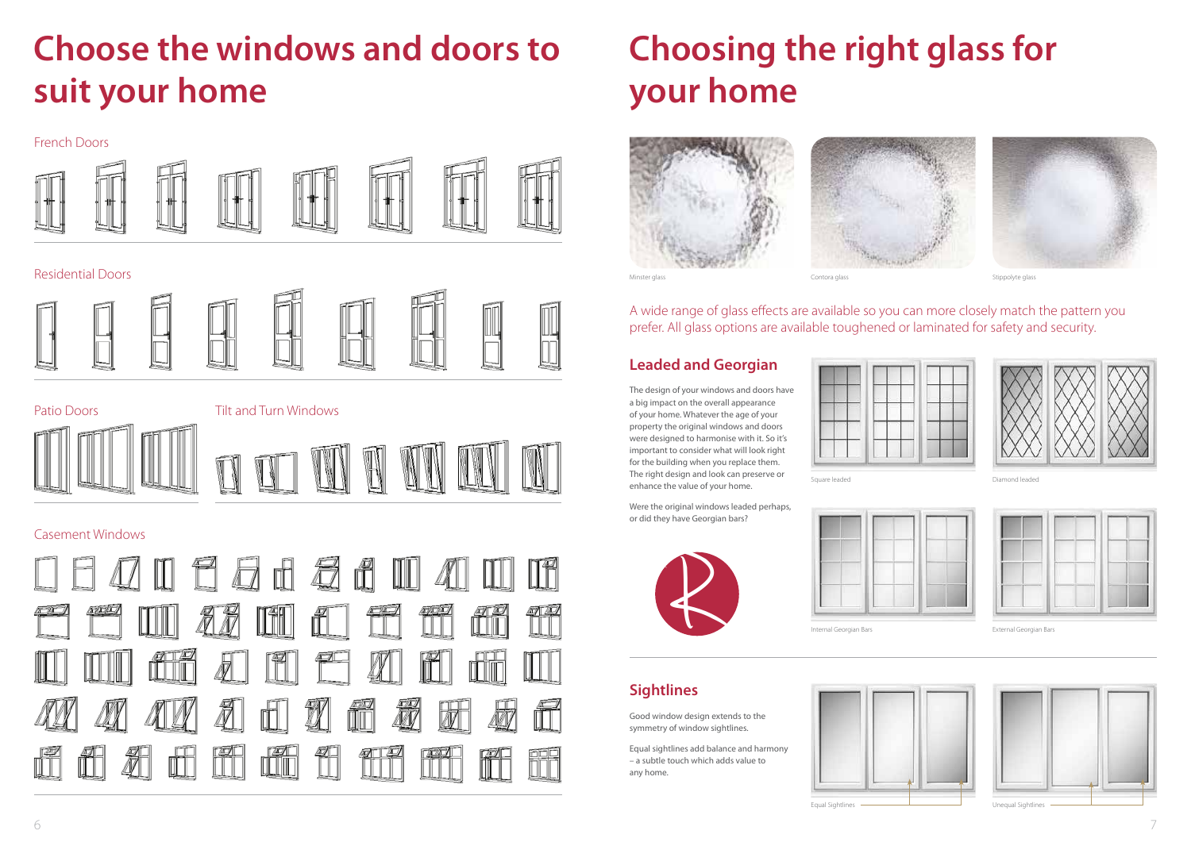# Choose the windows and doors to suit your home

French Doors

Residential Doors

Patio Doors

Tilt and Turn Windows

Casement Windows

# Choosing the right glass for your home

Minster glass

Contora glass

Stippolyte glass

A wide range of glass effects are available so you can more closely match the pattern you prefer. All glass options are available toughened or laminated for safety and security.

## Leaded and Georgian

The design of your windows and doors have a big impact on the overall appearance of your home. Whatever the age of your property the original windows and doors were designed to harmonise with it. So it's important to consider what will look right for the building when you replace them. The right design and look can preserve or enhance the value of your home.

Were the original windows leaded perhaps, or did they have Georgian bars?

Square leaded

Diamond leaded

Internal Georgian Bars

External Georgian Bars

## Sightlines

Good window design extends to the symmetry of window sightlines.

Equal sightlines add balance and harmony – a subtle touch which adds value to any home.

Equal Sightlines

Unequal Sightlines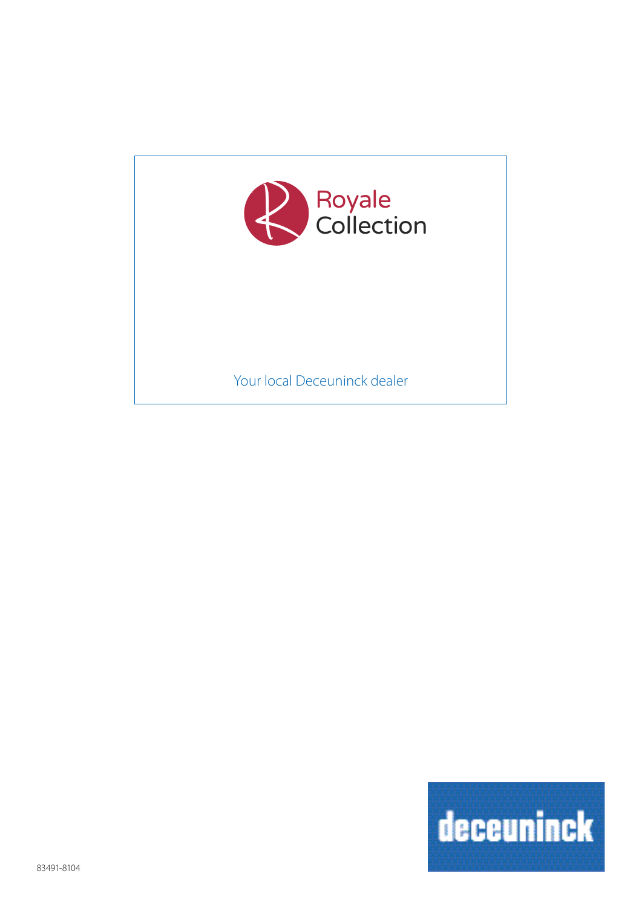Royale Collection

Your local Deceuninck dealer

deceuninck

83491-8104